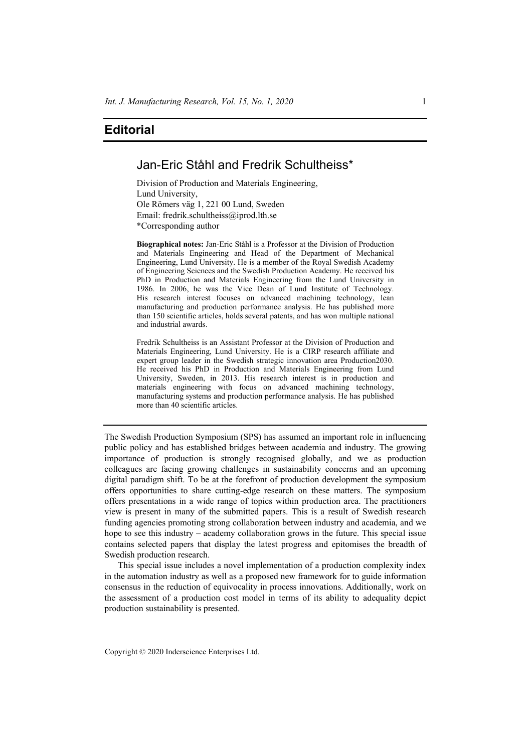# Editorial

## Jan-Eric Ståhl and Fredrik Schultheiss*

Division of Production and Materials Engineering,
Lund University,
Ole Römers väg 1, 221 00 Lund, Sweden
Email: fredrik.schultheiss@iprod.lth.se
*Corresponding author

**Biographical notes:** Jan-Eric Ståhl is a Professor at the Division of Production and Materials Engineering and Head of the Department of Mechanical Engineering, Lund University. He is a member of the Royal Swedish Academy of Engineering Sciences and the Swedish Production Academy. He received his PhD in Production and Materials Engineering from the Lund University in 1986. In 2006, he was the Vice Dean of Lund Institute of Technology. His research interest focuses on advanced machining technology, lean manufacturing and production performance analysis. He has published more than 150 scientific articles, holds several patents, and has won multiple national and industrial awards.

Fredrik Schultheiss is an Assistant Professor at the Division of Production and Materials Engineering, Lund University. He is a CIRP research affiliate and expert group leader in the Swedish strategic innovation area Production2030. He received his PhD in Production and Materials Engineering from Lund University, Sweden, in 2013. His research interest is in production and materials engineering with focus on advanced machining technology, manufacturing systems and production performance analysis. He has published more than 40 scientific articles.

---

The Swedish Production Symposium (SPS) has assumed an important role in influencing public policy and has established bridges between academia and industry. The growing importance of production is strongly recognised globally, and we as production colleagues are facing growing challenges in sustainability concerns and an upcoming digital paradigm shift. To be at the forefront of production development the symposium offers opportunities to share cutting-edge research on these matters. The symposium offers presentations in a wide range of topics within production area. The practitioners view is present in many of the submitted papers. This is a result of Swedish research funding agencies promoting strong collaboration between industry and academia, and we hope to see this industry – academy collaboration grows in the future. This special issue contains selected papers that display the latest progress and epitomises the breadth of Swedish production research.

This special issue includes a novel implementation of a production complexity index in the automation industry as well as a proposed new framework for to guide information consensus in the reduction of equivocality in process innovations. Additionally, work on the assessment of a production cost model in terms of its ability to adequality depict production sustainability is presented.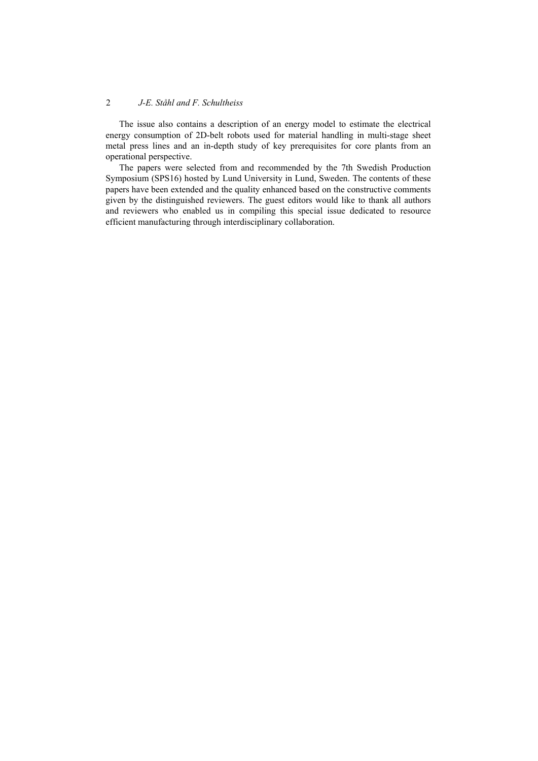The issue also contains a description of an energy model to estimate the electrical energy consumption of 2D-belt robots used for material handling in multi-stage sheet metal press lines and an in-depth study of key prerequisites for core plants from an operational perspective.

The papers were selected from and recommended by the 7th Swedish Production Symposium (SPS16) hosted by Lund University in Lund, Sweden. The contents of these papers have been extended and the quality enhanced based on the constructive comments given by the distinguished reviewers. The guest editors would like to thank all authors and reviewers who enabled us in compiling this special issue dedicated to resource efficient manufacturing through interdisciplinary collaboration.